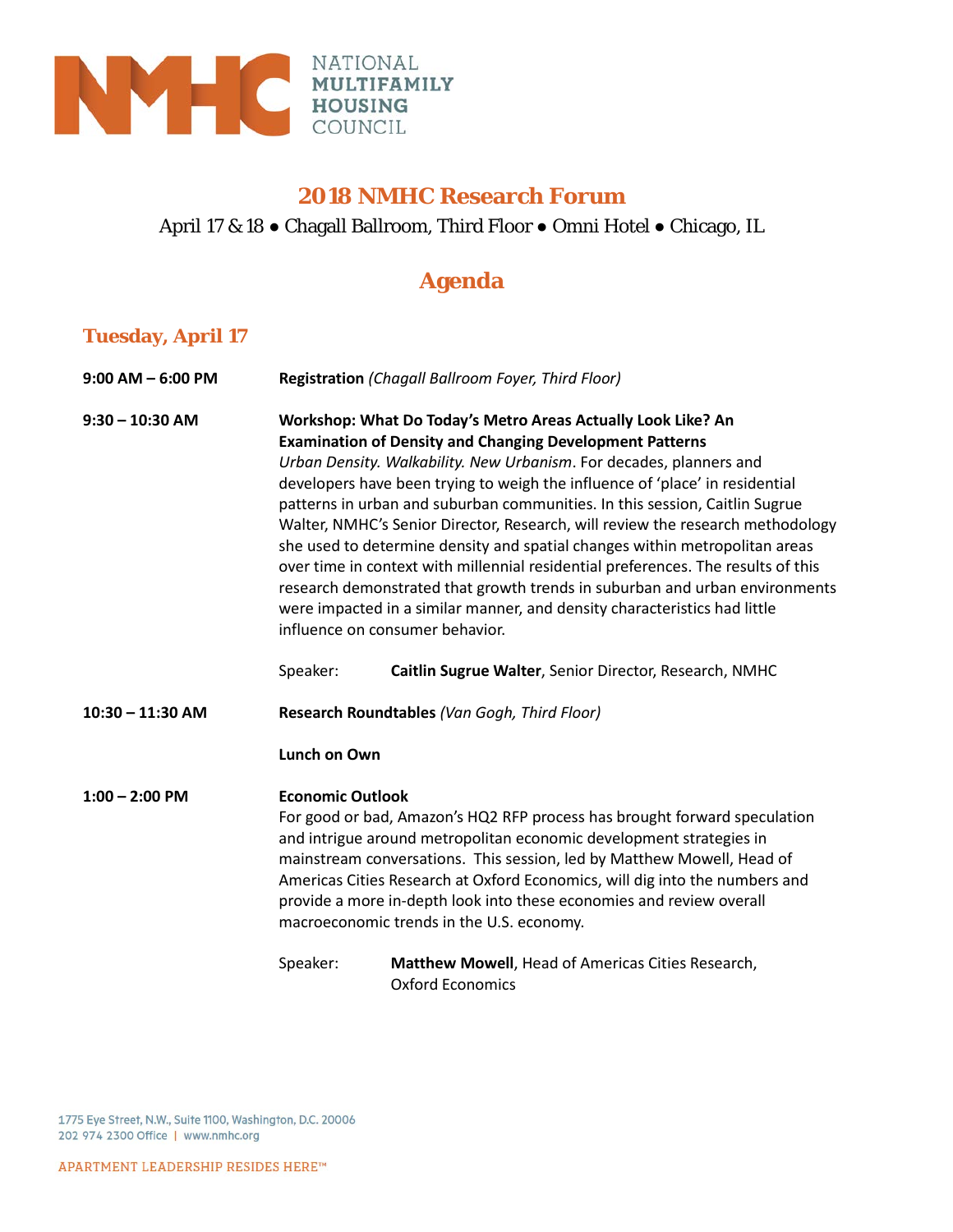NATIONAL
**MULTIFAMILY**
**HOUSING**
COUNCIL

# 2018 NMHC Research Forum

April 17 & 18 ● Chagall Ballroom, Third Floor ● Omni Hotel ● Chicago, IL

## Agenda

### Tuesday, April 17

**9:00 AM – 6:00 PM** — **Registration** *(Chagall Ballroom Foyer, Third Floor)*

**9:30 – 10:30 AM** — **Workshop: What Do Today's Metro Areas Actually Look Like? An Examination of Density and Changing Development Patterns**

*Urban Density. Walkability. New Urbanism*. For decades, planners and developers have been trying to weigh the influence of 'place' in residential patterns in urban and suburban communities. In this session, Caitlin Sugrue Walter, NMHC's Senior Director, Research, will review the research methodology she used to determine density and spatial changes within metropolitan areas over time in context with millennial residential preferences. The results of this research demonstrated that growth trends in suburban and urban environments were impacted in a similar manner, and density characteristics had little influence on consumer behavior.

Speaker: **Caitlin Sugrue Walter**, Senior Director, Research, NMHC

**10:30 – 11:30 AM** — **Research Roundtables** *(Van Gogh, Third Floor)*

**Lunch on Own**

**1:00 – 2:00 PM** — **Economic Outlook**

For good or bad, Amazon's HQ2 RFP process has brought forward speculation and intrigue around metropolitan economic development strategies in mainstream conversations. This session, led by Matthew Mowell, Head of Americas Cities Research at Oxford Economics, will dig into the numbers and provide a more in-depth look into these economies and review overall macroeconomic trends in the U.S. economy.

Speaker: **Matthew Mowell**, Head of Americas Cities Research, Oxford Economics

1775 Eye Street, N.W., Suite 1100, Washington, D.C. 20006
202 974 2300 Office | www.nmhc.org

APARTMENT LEADERSHIP RESIDES HERE™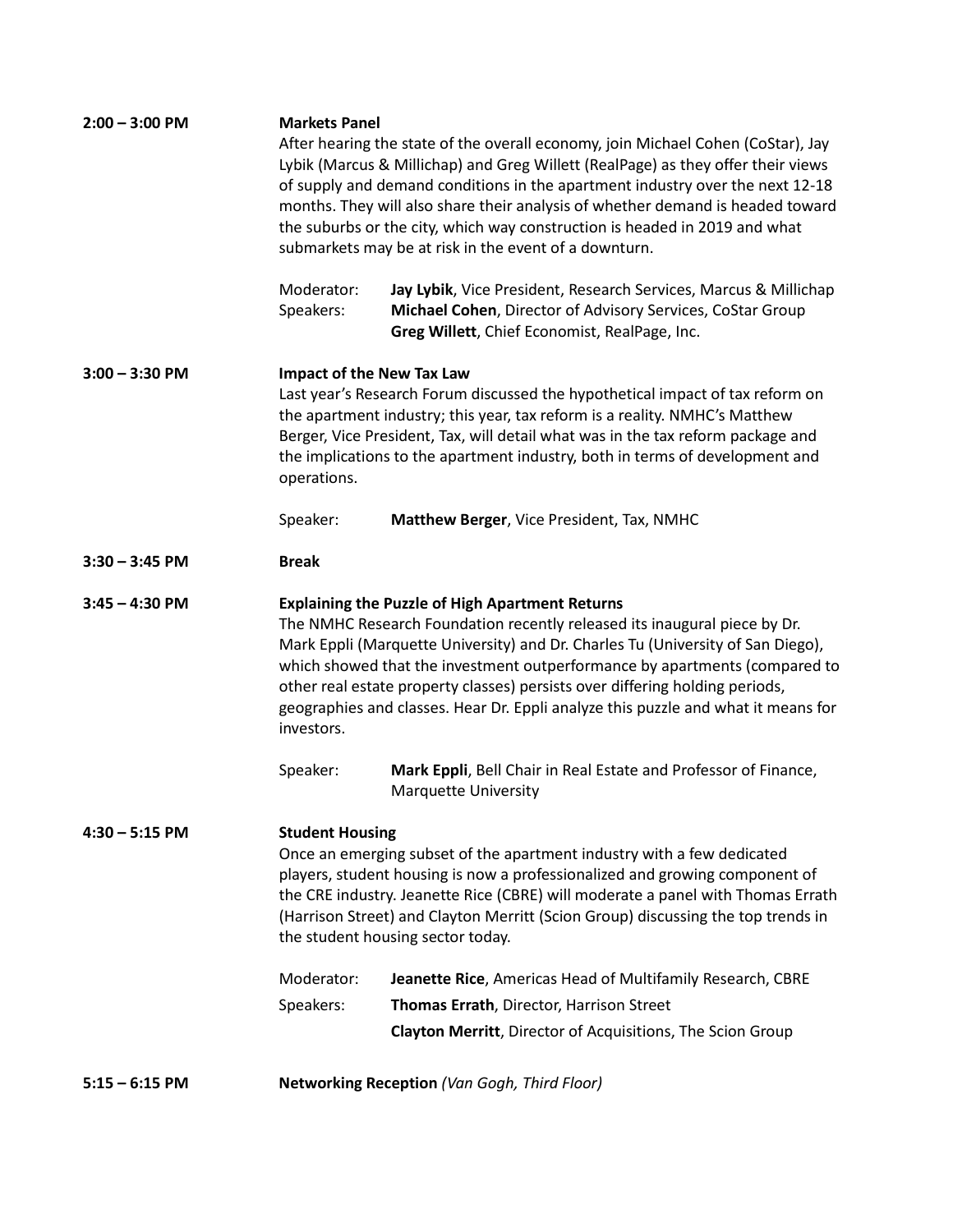**2:00 – 3:00 PM** — **Markets Panel**

After hearing the state of the overall economy, join Michael Cohen (CoStar), Jay Lybik (Marcus & Millichap) and Greg Willett (RealPage) as they offer their views of supply and demand conditions in the apartment industry over the next 12-18 months. They will also share their analysis of whether demand is headed toward the suburbs or the city, which way construction is headed in 2019 and what submarkets may be at risk in the event of a downturn.

Moderator: **Jay Lybik**, Vice President, Research Services, Marcus & Millichap
Speakers: **Michael Cohen**, Director of Advisory Services, CoStar Group
**Greg Willett**, Chief Economist, RealPage, Inc.

**3:00 – 3:30 PM** — **Impact of the New Tax Law**

Last year's Research Forum discussed the hypothetical impact of tax reform on the apartment industry; this year, tax reform is a reality. NMHC's Matthew Berger, Vice President, Tax, will detail what was in the tax reform package and the implications to the apartment industry, both in terms of development and operations.

Speaker: **Matthew Berger**, Vice President, Tax, NMHC

**3:30 – 3:45 PM** — **Break**

**3:45 – 4:30 PM** — **Explaining the Puzzle of High Apartment Returns**

The NMHC Research Foundation recently released its inaugural piece by Dr. Mark Eppli (Marquette University) and Dr. Charles Tu (University of San Diego), which showed that the investment outperformance by apartments (compared to other real estate property classes) persists over differing holding periods, geographies and classes. Hear Dr. Eppli analyze this puzzle and what it means for investors.

Speaker: **Mark Eppli**, Bell Chair in Real Estate and Professor of Finance, Marquette University

**4:30 – 5:15 PM** — **Student Housing**

Once an emerging subset of the apartment industry with a few dedicated players, student housing is now a professionalized and growing component of the CRE industry. Jeanette Rice (CBRE) will moderate a panel with Thomas Errath (Harrison Street) and Clayton Merritt (Scion Group) discussing the top trends in the student housing sector today.

Moderator: **Jeanette Rice**, Americas Head of Multifamily Research, CBRE
Speakers: **Thomas Errath**, Director, Harrison Street
**Clayton Merritt**, Director of Acquisitions, The Scion Group

**5:15 – 6:15 PM** — **Networking Reception** *(Van Gogh, Third Floor)*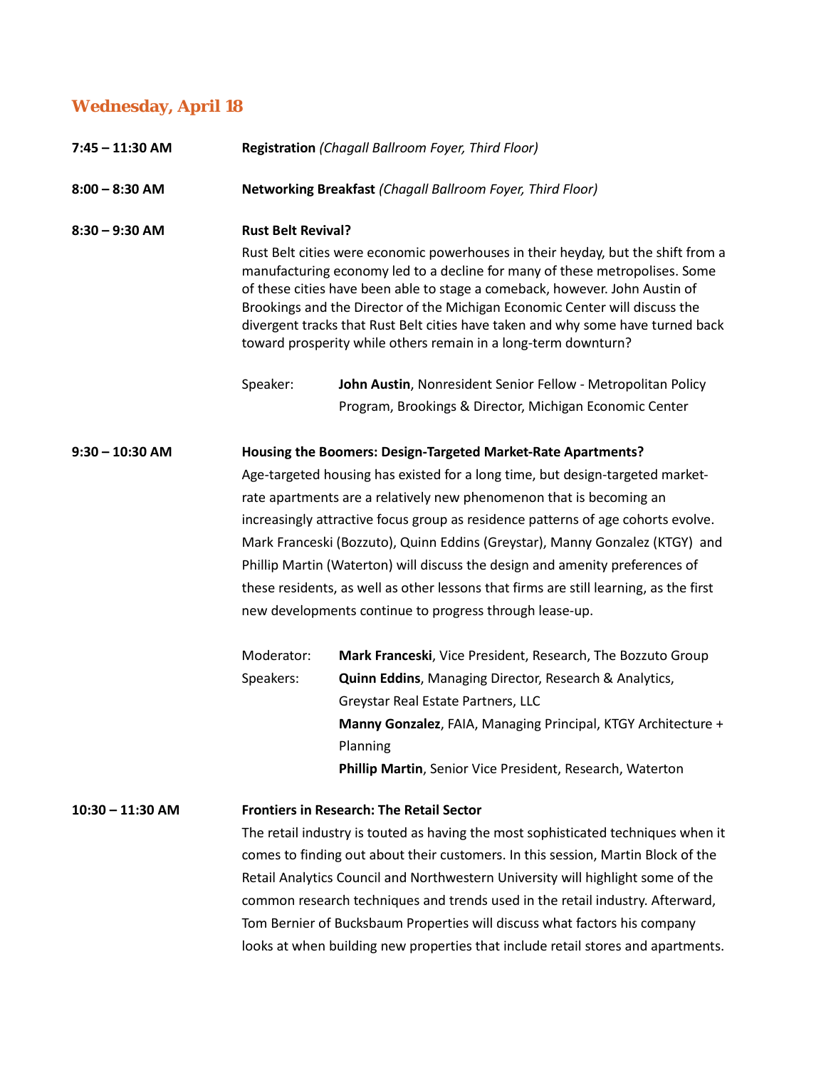## Wednesday, April 18

**7:45 – 11:30 AM** **Registration** *(Chagall Ballroom Foyer, Third Floor)*

**8:00 – 8:30 AM** **Networking Breakfast** *(Chagall Ballroom Foyer, Third Floor)*

**8:30 – 9:30 AM** **Rust Belt Revival?**

Rust Belt cities were economic powerhouses in their heyday, but the shift from a manufacturing economy led to a decline for many of these metropolises. Some of these cities have been able to stage a comeback, however. John Austin of Brookings and the Director of the Michigan Economic Center will discuss the divergent tracks that Rust Belt cities have taken and why some have turned back toward prosperity while others remain in a long-term downturn?

Speaker: **John Austin**, Nonresident Senior Fellow - Metropolitan Policy Program, Brookings & Director, Michigan Economic Center

**9:30 – 10:30 AM** **Housing the Boomers: Design-Targeted Market-Rate Apartments?**

Age-targeted housing has existed for a long time, but design-targeted market-rate apartments are a relatively new phenomenon that is becoming an increasingly attractive focus group as residence patterns of age cohorts evolve. Mark Franceski (Bozzuto), Quinn Eddins (Greystar), Manny Gonzalez (KTGY) and Phillip Martin (Waterton) will discuss the design and amenity preferences of these residents, as well as other lessons that firms are still learning, as the first new developments continue to progress through lease-up.

Moderator: **Mark Franceski**, Vice President, Research, The Bozzuto Group

Speakers: **Quinn Eddins**, Managing Director, Research & Analytics, Greystar Real Estate Partners, LLC

**Manny Gonzalez**, FAIA, Managing Principal, KTGY Architecture + Planning

**Phillip Martin**, Senior Vice President, Research, Waterton

**10:30 – 11:30 AM** **Frontiers in Research: The Retail Sector**

The retail industry is touted as having the most sophisticated techniques when it comes to finding out about their customers. In this session, Martin Block of the Retail Analytics Council and Northwestern University will highlight some of the common research techniques and trends used in the retail industry. Afterward, Tom Bernier of Bucksbaum Properties will discuss what factors his company looks at when building new properties that include retail stores and apartments.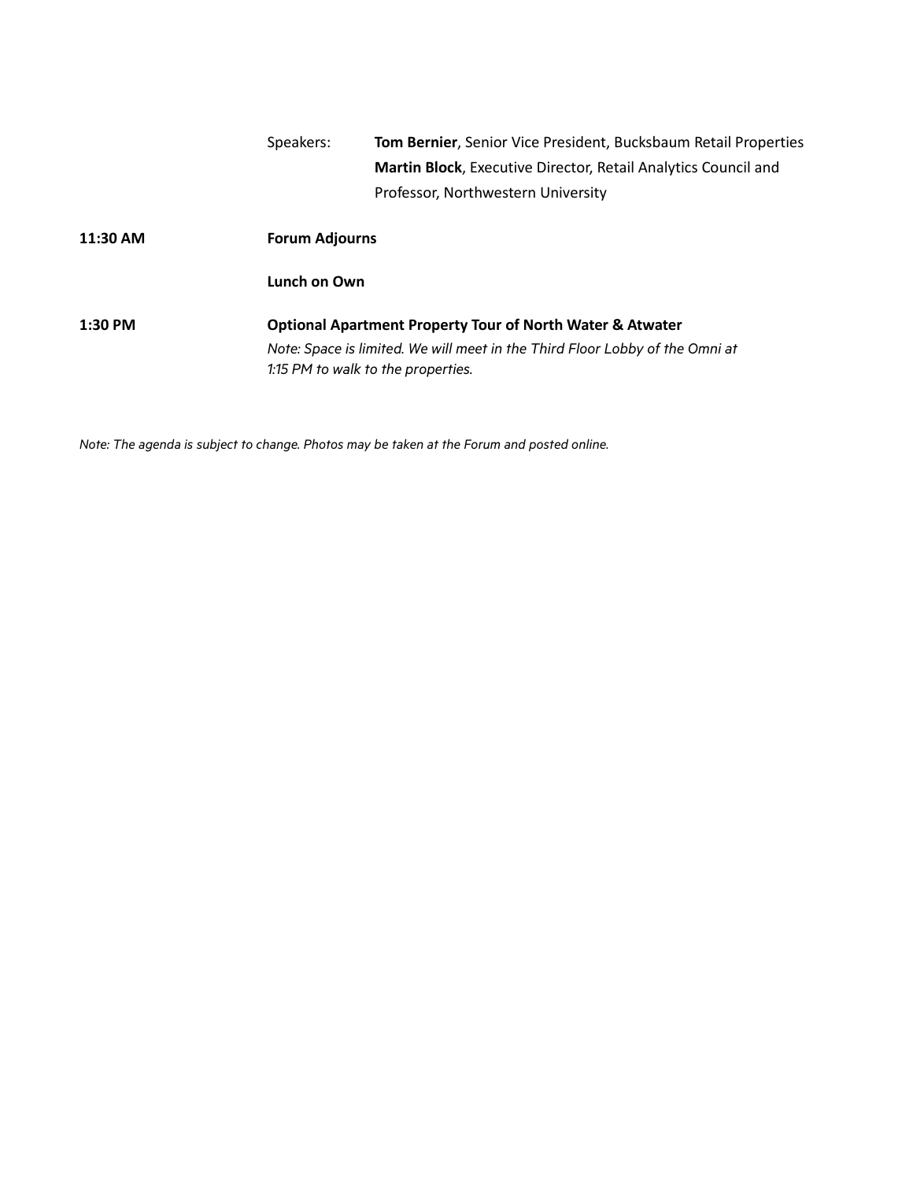Speakers: **Tom Bernier**, Senior Vice President, Bucksbaum Retail Properties
**Martin Block**, Executive Director, Retail Analytics Council and Professor, Northwestern University

**11:30 AM** **Forum Adjourns**

**Lunch on Own**

**1:30 PM** **Optional Apartment Property Tour of North Water & Atwater**

*Note: Space is limited. We will meet in the Third Floor Lobby of the Omni at 1:15 PM to walk to the properties.*

*Note: The agenda is subject to change. Photos may be taken at the Forum and posted online.*